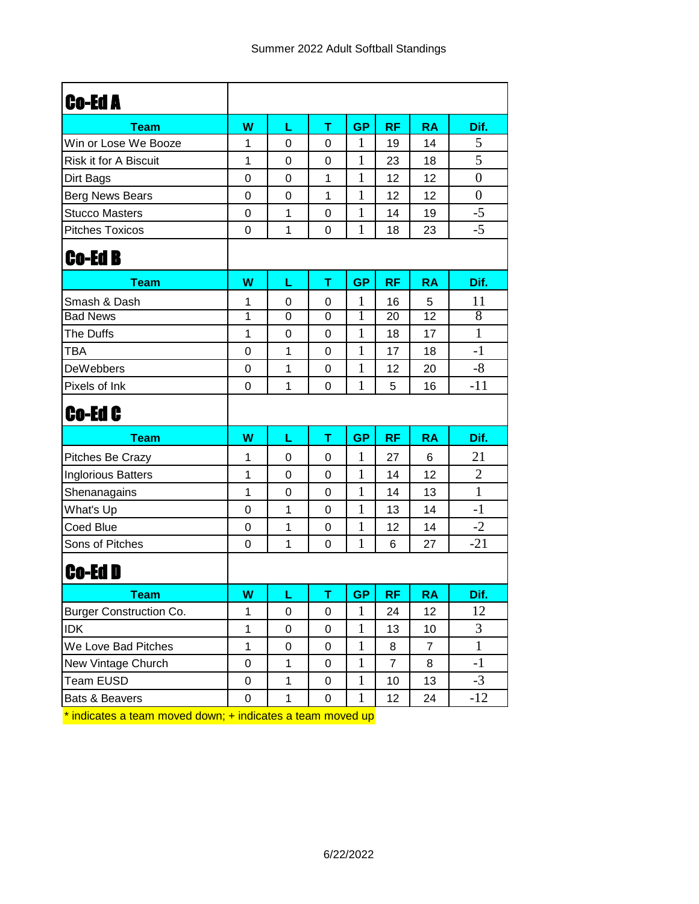Summer 2022 Adult Softball Standings

## Co-Ed A

| Team | W | L | T | GP | RF | RA | Dif. |
|---|---|---|---|---|---|---|---|
| Win or Lose We Booze | 1 | 0 | 0 | 1 | 19 | 14 | 5 |
| Risk it for A Biscuit | 1 | 0 | 0 | 1 | 23 | 18 | 5 |
| Dirt Bags | 0 | 0 | 1 | 1 | 12 | 12 | 0 |
| Berg News Bears | 0 | 0 | 1 | 1 | 12 | 12 | 0 |
| Stucco Masters | 0 | 1 | 0 | 1 | 14 | 19 | -5 |
| Pitches Toxicos | 0 | 1 | 0 | 1 | 18 | 23 | -5 |

## Co-Ed B

| Team | W | L | T | GP | RF | RA | Dif. |
|---|---|---|---|---|---|---|---|
| Smash & Dash | 1 | 0 | 0 | 1 | 16 | 5 | 11 |
| Bad News | 1 | 0 | 0 | 1 | 20 | 12 | 8 |
| The Duffs | 1 | 0 | 0 | 1 | 18 | 17 | 1 |
| TBA | 0 | 1 | 0 | 1 | 17 | 18 | -1 |
| DeWebbers | 0 | 1 | 0 | 1 | 12 | 20 | -8 |
| Pixels of Ink | 0 | 1 | 0 | 1 | 5 | 16 | -11 |

## Co-Ed C

| Team | W | L | T | GP | RF | RA | Dif. |
|---|---|---|---|---|---|---|---|
| Pitches Be Crazy | 1 | 0 | 0 | 1 | 27 | 6 | 21 |
| Inglorious Batters | 1 | 0 | 0 | 1 | 14 | 12 | 2 |
| Shenanagains | 1 | 0 | 0 | 1 | 14 | 13 | 1 |
| What's Up | 0 | 1 | 0 | 1 | 13 | 14 | -1 |
| Coed Blue | 0 | 1 | 0 | 1 | 12 | 14 | -2 |
| Sons of Pitches | 0 | 1 | 0 | 1 | 6 | 27 | -21 |

## Co-Ed D

| Team | W | L | T | GP | RF | RA | Dif. |
|---|---|---|---|---|---|---|---|
| Burger Construction Co. | 1 | 0 | 0 | 1 | 24 | 12 | 12 |
| IDK | 1 | 0 | 0 | 1 | 13 | 10 | 3 |
| We Love Bad Pitches | 1 | 0 | 0 | 1 | 8 | 7 | 1 |
| New Vintage Church | 0 | 1 | 0 | 1 | 7 | 8 | -1 |
| Team EUSD | 0 | 1 | 0 | 1 | 10 | 13 | -3 |
| Bats & Beavers | 0 | 1 | 0 | 1 | 12 | 24 | -12 |

* indicates a team moved down; + indicates a team moved up

6/22/2022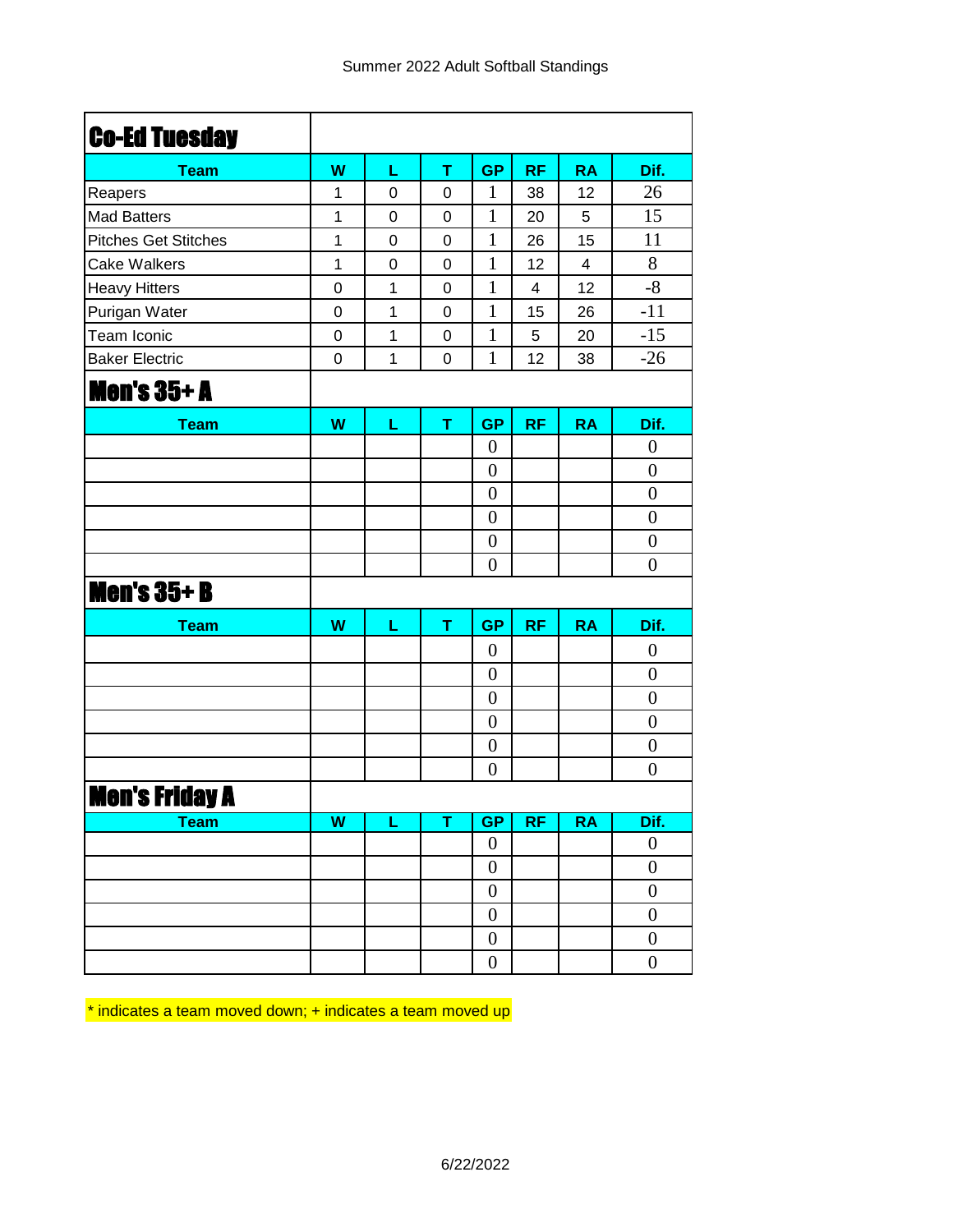Summer 2022 Adult Softball Standings

## Co-Ed Tuesday

| Team | W | L | T | GP | RF | RA | Dif. |
|---|---|---|---|---|---|---|---|
| Reapers | 1 | 0 | 0 | 1 | 38 | 12 | 26 |
| Mad Batters | 1 | 0 | 0 | 1 | 20 | 5 | 15 |
| Pitches Get Stitches | 1 | 0 | 0 | 1 | 26 | 15 | 11 |
| Cake Walkers | 1 | 0 | 0 | 1 | 12 | 4 | 8 |
| Heavy Hitters | 0 | 1 | 0 | 1 | 4 | 12 | -8 |
| Purigan Water | 0 | 1 | 0 | 1 | 15 | 26 | -11 |
| Team Iconic | 0 | 1 | 0 | 1 | 5 | 20 | -15 |
| Baker Electric | 0 | 1 | 0 | 1 | 12 | 38 | -26 |

## Men's 35+ A

| Team | W | L | T | GP | RF | RA | Dif. |
|---|---|---|---|---|---|---|---|
| | | | | 0 | | | 0 |
| | | | | 0 | | | 0 |
| | | | | 0 | | | 0 |
| | | | | 0 | | | 0 |
| | | | | 0 | | | 0 |
| | | | | 0 | | | 0 |

## Men's 35+ B

| Team | W | L | T | GP | RF | RA | Dif. |
|---|---|---|---|---|---|---|---|
| | | | | 0 | | | 0 |
| | | | | 0 | | | 0 |
| | | | | 0 | | | 0 |
| | | | | 0 | | | 0 |
| | | | | 0 | | | 0 |
| | | | | 0 | | | 0 |

## Men's Friday A

| Team | W | L | T | GP | RF | RA | Dif. |
|---|---|---|---|---|---|---|---|
| | | | | 0 | | | 0 |
| | | | | 0 | | | 0 |
| | | | | 0 | | | 0 |
| | | | | 0 | | | 0 |
| | | | | 0 | | | 0 |
| | | | | 0 | | | 0 |

* indicates a team moved down; + indicates a team moved up

6/22/2022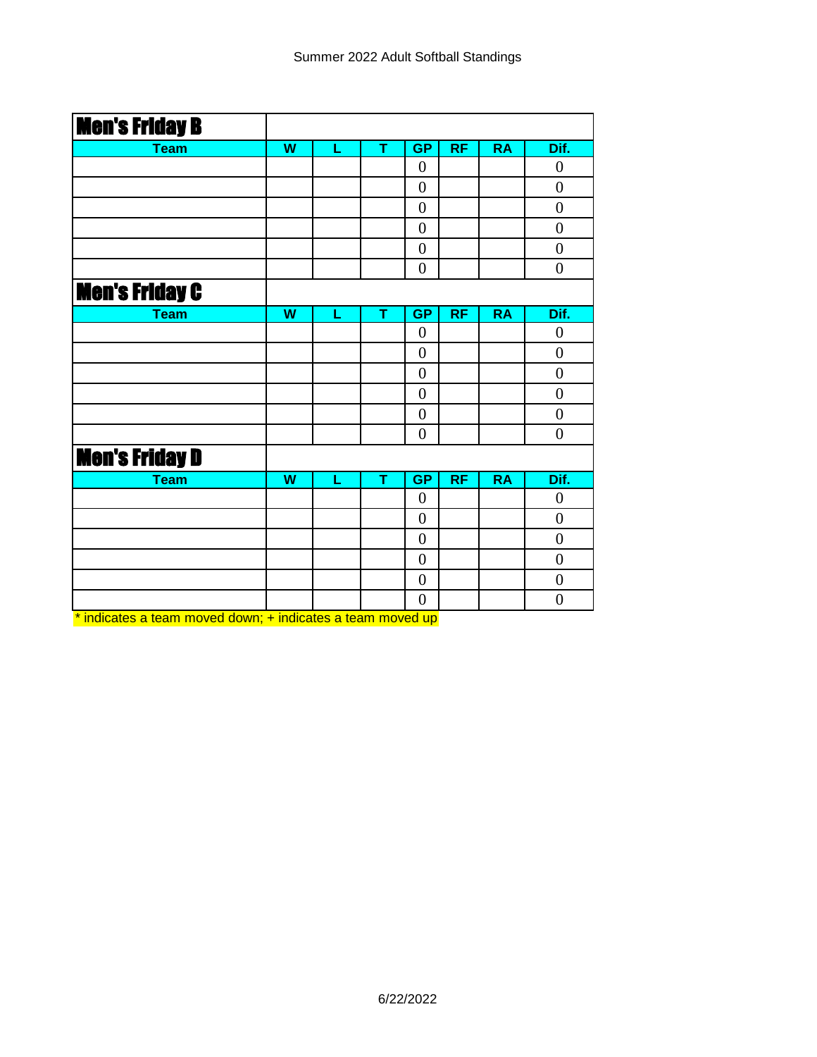Summer 2022 Adult Softball Standings

## Men's Friday B

| Team | W | L | T | GP | RF | RA | Dif. |
|---|---|---|---|---|---|---|---|
| | | | | 0 | | | 0 |
| | | | | 0 | | | 0 |
| | | | | 0 | | | 0 |
| | | | | 0 | | | 0 |
| | | | | 0 | | | 0 |
| | | | | 0 | | | 0 |

## Men's Friday C

| Team | W | L | T | GP | RF | RA | Dif. |
|---|---|---|---|---|---|---|---|
| | | | | 0 | | | 0 |
| | | | | 0 | | | 0 |
| | | | | 0 | | | 0 |
| | | | | 0 | | | 0 |
| | | | | 0 | | | 0 |
| | | | | 0 | | | 0 |

## Men's Friday D

| Team | W | L | T | GP | RF | RA | Dif. |
|---|---|---|---|---|---|---|---|
| | | | | 0 | | | 0 |
| | | | | 0 | | | 0 |
| | | | | 0 | | | 0 |
| | | | | 0 | | | 0 |
| | | | | 0 | | | 0 |
| | | | | 0 | | | 0 |

* indicates a team moved down; + indicates a team moved up

6/22/2022